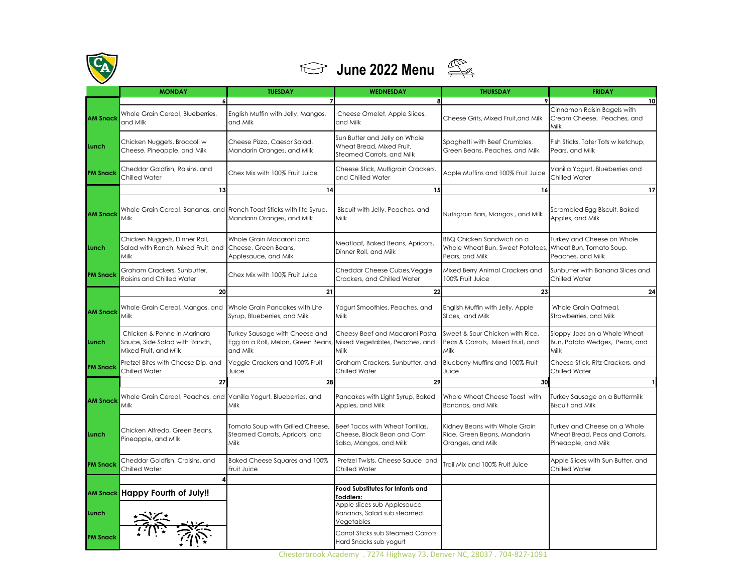# June 2022 Menu

| | MONDAY | TUESDAY | WEDNESDAY | THURSDAY | FRIDAY |
|---|---|---|---|---|---|
| | 6 | 7 | 8 | 9 | 10 |
| AM Snack | Whole Grain Cereal, Blueberries, and Milk | English Muffin with Jelly, Mangos, and Milk | Cheese Omelet, Apple Slices, and Milk | Cheese Grits, Mixed Fruit,and Milk | Cinnamon Raisin Bagels with Cream Cheese, Peaches, and Milk |
| Lunch | Chicken Nuggets, Broccoli w Cheese, Pineapple, and Milk | Cheese Pizza, Caesar Salad, Mandarin Oranges, and Milk | Sun Butter and Jelly on Whole Wheat Bread, Mixed Fruit, Steamed Carrots, and Milk | Spaghetti with Beef Crumbles, Green Beans, Peaches, and Milk | Fish Sticks, Tater Tots w ketchup, Pears, and Milk |
| PM Snack | Cheddar Goldfish, Raisins, and Chilled Water | Chex Mix with 100% Fruit Juice | Cheese Stick, Multigrain Crackers, and Chilled Water | Apple Muffins and 100% Fruit Juice | Vanilla Yogurt, Blueberries and Chilled Water |
| | 13 | 14 | 15 | 16 | 17 |
| AM Snack | Whole Grain Cereal, Bananas, and Milk | French Toast Sticks with lite Syrup, Mandarin Oranges, and Milk | Biscuit with Jelly, Peaches, and Milk | Nutrigrain Bars, Mangos , and Milk | Scrambled Egg Biscuit, Baked Apples, and Milk |
| Lunch | Chicken Nuggets, Dinner Roll, Salad with Ranch, Mixed Fruit, and Milk | Whole Grain Macaroni and Cheese, Green Beans, Applesauce, and Milk | Meatloaf, Baked Beans, Apricots, Dinner Roll, and Milk | BBQ Chicken Sandwich on a Whole Wheat Bun, Sweet Potatoes, Pears, and Milk | Turkey and Cheese on Whole Wheat Bun, Tomato Soup, Peaches, and Milk |
| PM Snack | Graham Crackers, Sunbutter, Raisins and Chilled Water | Chex Mix with 100% Fruit Juice | Cheddar Cheese Cubes,Veggie Crackers, and Chilled Water | Mixed Berry Animal Crackers and 100% Fruit Juice | Sunbutter with Banana Slices and Chilled Water |
| | 20 | 21 | 22 | 23 | 24 |
| AM Snack | Whole Grain Cereal, Mangos, and Milk | Whole Grain Pancakes with Lite Syrup, Blueberries, and Milk | Yogurt Smoothies, Peaches, and Milk | English Muffin with Jelly, Apple Slices, and Milk | Whole Grain Oatmeal, Strawberries, and Milk |
| Lunch | Chicken & Penne in Marinara Sauce, Side Salad with Ranch, Mixed Fruit, and Milk | Turkey Sausage with Cheese and Egg on a Roll, Melon, Green Beans, and Milk | Cheesy Beef and Macaroni Pasta, Mixed Vegetables, Peaches, and Milk | Sweet & Sour Chicken with Rice, Peas & Carrots, Mixed Fruit, and Milk | Sloppy Joes on a Whole Wheat Bun, Potato Wedges, Pears, and Milk |
| PM Snack | Pretzel Bites with Cheese Dip, and Chilled Water | Veggie Crackers and 100% Fruit Juice | Graham Crackers, Sunbutter, and Chilled Water | Blueberry Muffins and 100% Fruit Juice | Cheese Stick, Ritz Crackers, and Chilled Water |
| | 27 | 28 | 29 | 30 | 1 |
| AM Snack | Whole Grain Cereal, Peaches, and Milk | Vanilla Yogurt, Blueberries, and Milk | Pancakes with Light Syrup, Baked Apples, and Milk | Whole Wheat Cheese Toast with Bananas, and Milk | Turkey Sausage on a Buttermilk Biscuit and Milk |
| Lunch | Chicken Alfredo, Green Beans, Pineapple, and Milk | Tomato Soup with Grilled Cheese, Steamed Carrots, Apricots, and Milk | Beef Tacos with Wheat Tortillas, Cheese, Black Bean and Corn Salsa, Mangos, and Milk | Kidney Beans with Whole Grain Rice, Green Beans, Mandarin Oranges, and Milk | Turkey and Cheese on a Whole Wheat Bread, Peas and Carrots, Pineapple, and Milk |
| PM Snack | Cheddar Goldfish, Craisins, and Chilled Water | Baked Cheese Squares and 100% Fruit Juice | Pretzel Twists, Cheese Sauce and Chilled Water | Trail Mix and 100% Fruit Juice | Apple Slices with Sun Butter, and Chilled Water |
| | 4 | | | | |
| AM Snack | **Happy Fourth of July!!** | | **Food Substitutes for Infants and Toddlers:** | | |
| Lunch | | | Apple slices sub Applesauce<br>Bananas, Salad sub steamed Vegetables | | |
| PM Snack | | | Carrot Sticks sub Steamed Carrots<br>Hard Snacks sub yogurt | | |

Chesterbrook Academy . 7274 Highway 73, Denver NC, 28037 . 704-827-1091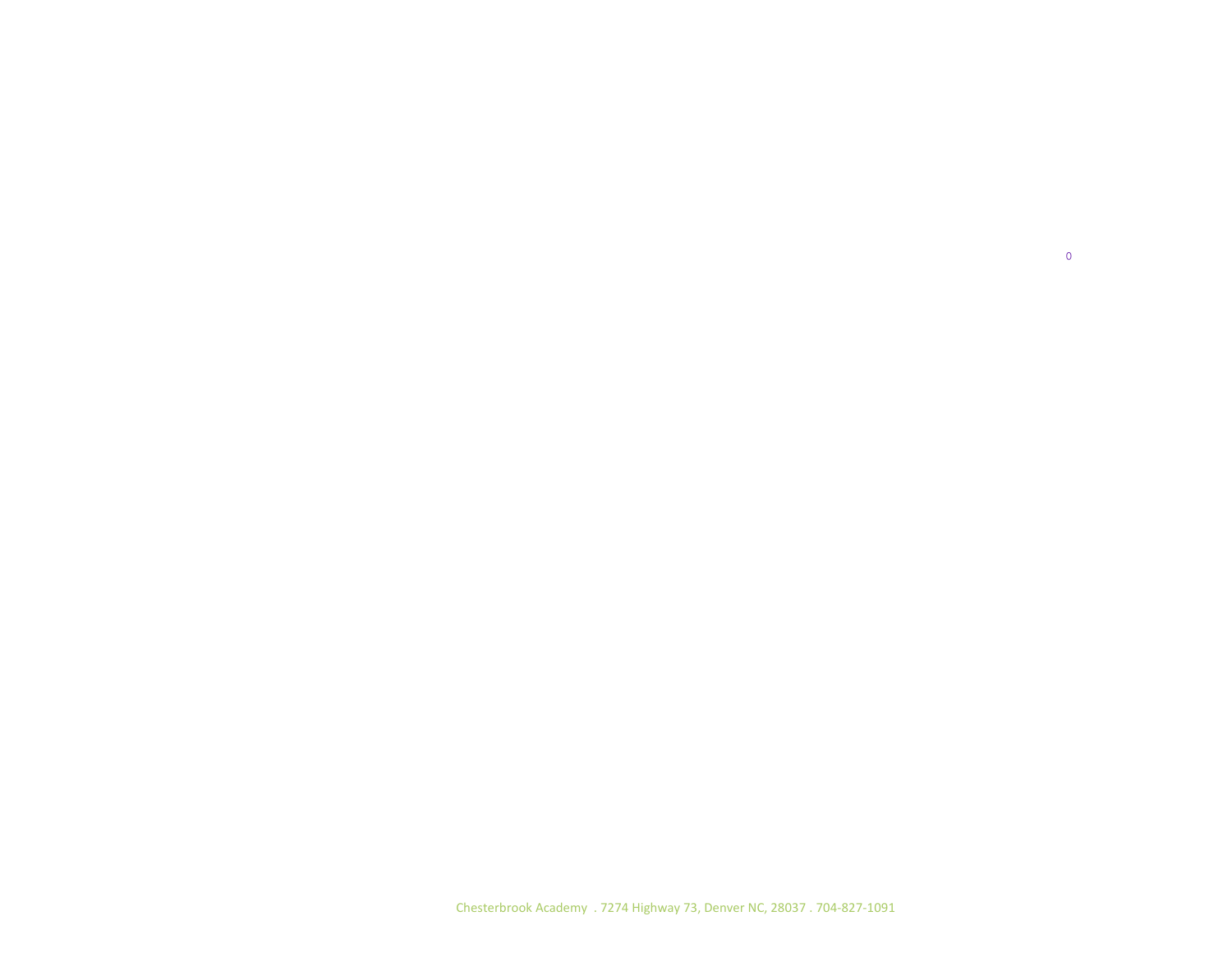0